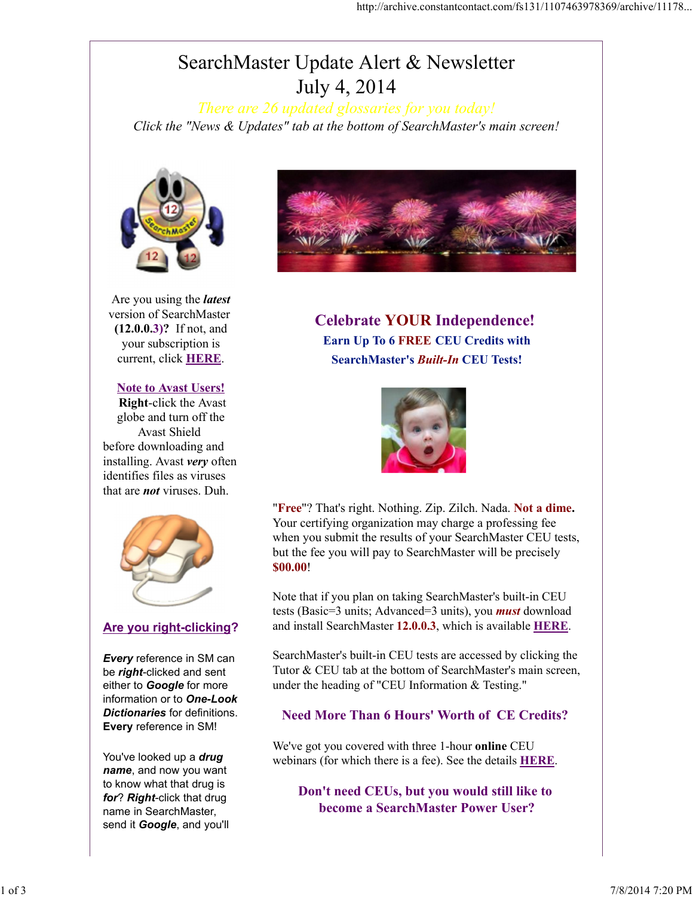# SearchMaster Update Alert & Newsletter
# July 4, 2014

*There are 26 updated glossaries for you today!*

*Click the "News & Updates" tab at the bottom of SearchMaster's main screen!*

Are you using the ***latest*** version of SearchMaster **(12.0.0.3)?** If not, and your subscription is current, click **HERE**.

**Note to Avast Users!**
**Right**-click the Avast globe and turn off the Avast Shield before downloading and installing. Avast ***very*** often identifies files as viruses that are ***not*** viruses. Duh.

## Are you right-clicking?

***Every*** reference in SM can be ***right***-clicked and sent either to ***Google*** for more information or to ***One-Look Dictionaries*** for definitions. **Every** reference in SM!

You've looked up a ***drug name***, and now you want to know what that drug is ***for***? ***Right***-click that drug name in SearchMaster, send it ***Google***, and you'll

## Celebrate YOUR Independence!

### Earn Up To 6 FREE CEU Credits with SearchMaster's *Built-In* CEU Tests!

"**Free**"? That's right. Nothing. Zip. Zilch. Nada. **Not a dime.** Your certifying organization may charge a professing fee when you submit the results of your SearchMaster CEU tests, but the fee you will pay to SearchMaster will be precisely **$00.00**!

Note that if you plan on taking SearchMaster's built-in CEU tests (Basic=3 units; Advanced=3 units), you ***must*** download and install SearchMaster **12.0.0.3**, which is available **HERE**.

SearchMaster's built-in CEU tests are accessed by clicking the Tutor & CEU tab at the bottom of SearchMaster's main screen, under the heading of "CEU Information & Testing."

### Need More Than 6 Hours' Worth of CE Credits?

We've got you covered with three 1-hour **online** CEU webinars (for which there is a fee). See the details **HERE**.

### Don't need CEUs, but you would still like to become a SearchMaster Power User?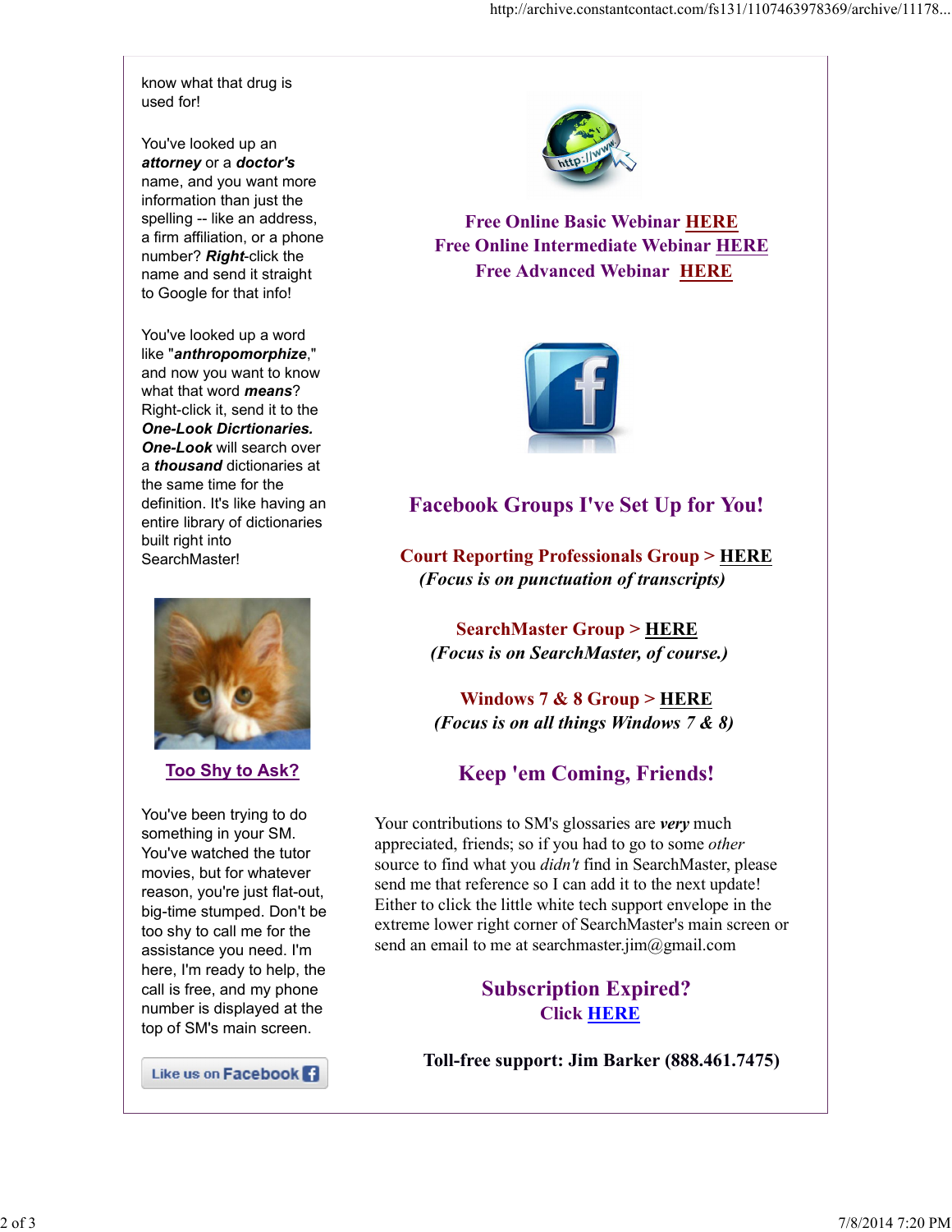know what that drug is used for!

You've looked up an ***attorney*** or a ***doctor's*** name, and you want more information than just the spelling -- like an address, a firm affiliation, or a phone number? ***Right***-click the name and send it straight to Google for that info!

You've looked up a word like "***anthropomorphize***," and now you want to know what that word ***means***? Right-click it, send it to the ***One-Look Dicrtionaries. One-Look*** will search over a ***thousand*** dictionaries at the same time for the definition. It's like having an entire library of dictionaries built right into SearchMaster!

**Too Shy to Ask?**

You've been trying to do something in your SM. You've watched the tutor movies, but for whatever reason, you're just flat-out, big-time stumped. Don't be too shy to call me for the assistance you need. I'm here, I'm ready to help, the call is free, and my phone number is displayed at the top of SM's main screen.

Like us on Facebook

**Free Online Basic Webinar HERE**
**Free Online Intermediate Webinar HERE**
**Free Advanced Webinar HERE**

## Facebook Groups I've Set Up for You!

**Court Reporting Professionals Group > HERE**
***(Focus is on punctuation of transcripts)***

**SearchMaster Group > HERE**
***(Focus is on SearchMaster, of course.)***

**Windows 7 & 8 Group > HERE**
***(Focus is on all things Windows 7 & 8)***

## Keep 'em Coming, Friends!

Your contributions to SM's glossaries are ***very*** much appreciated, friends; so if you had to go to some *other* source to find what you *didn't* find in SearchMaster, please send me that reference so I can add it to the next update! Either to click the little white tech support envelope in the extreme lower right corner of SearchMaster's main screen or send an email to me at searchmaster.jim@gmail.com

## Subscription Expired?

**Click HERE**

**Toll-free support: Jim Barker (888.461.7475)**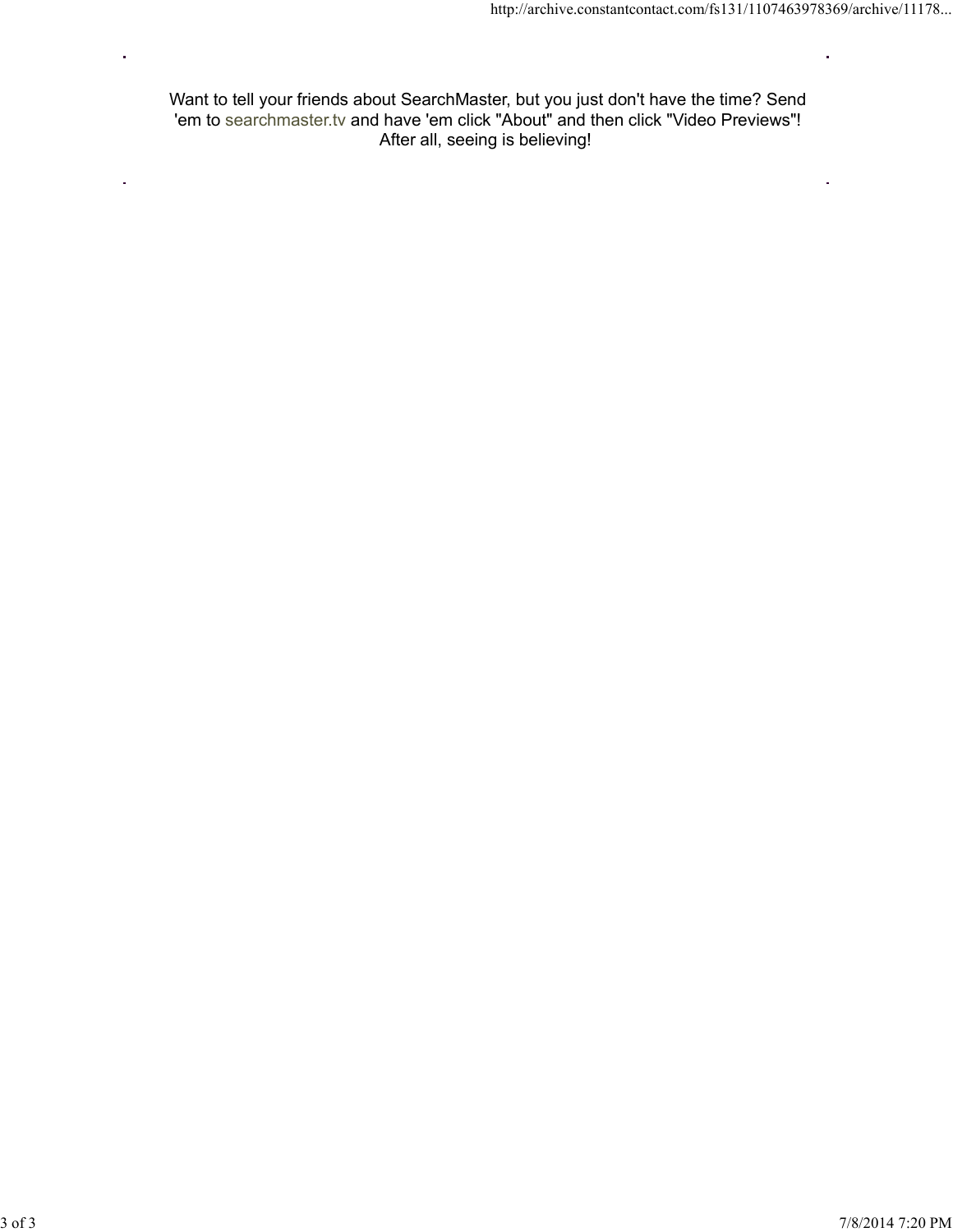Want to tell your friends about SearchMaster, but you just don't have the time? Send 'em to searchmaster.tv and have 'em click "About" and then click "Video Previews"! After all, seeing is believing!